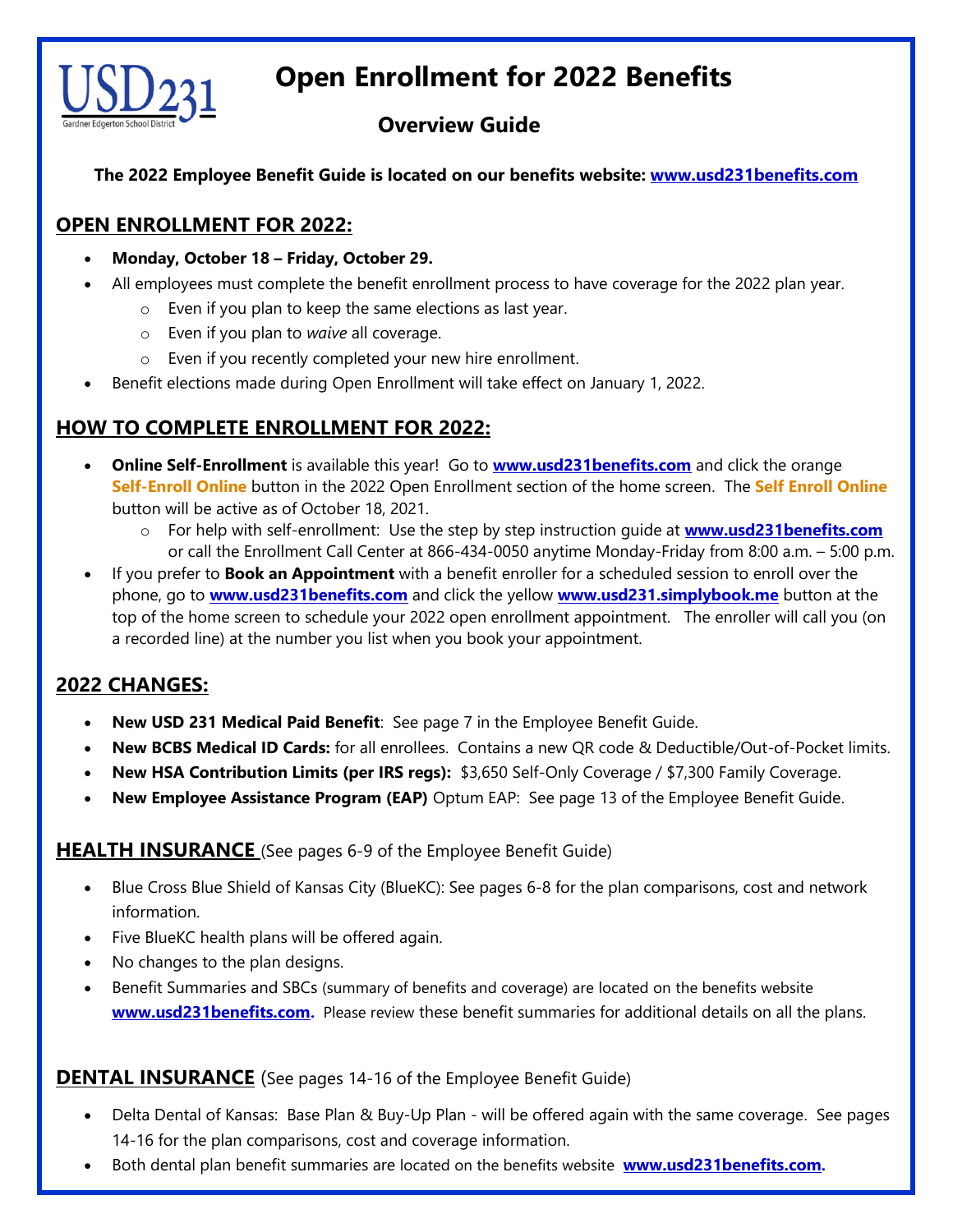# Open Enrollment for 2022 Benefits

## Overview Guide

**The 2022 Employee Benefit Guide is located on our benefits website: [www.usd231benefits.com](www.usd231benefits.com)**

## OPEN ENROLLMENT FOR 2022:

- **Monday, October 18 – Friday, October 29.**
- All employees must complete the benefit enrollment process to have coverage for the 2022 plan year.
    - Even if you plan to keep the same elections as last year.
    - Even if you plan to *waive* all coverage.
    - Even if you recently completed your new hire enrollment.
- Benefit elections made during Open Enrollment will take effect on January 1, 2022.

## HOW TO COMPLETE ENROLLMENT FOR 2022:

- **Online Self-Enrollment** is available this year! Go to **[www.usd231benefits.com](www.usd231benefits.com)** and click the orange **Self-Enroll Online** button in the 2022 Open Enrollment section of the home screen. The **Self Enroll Online** button will be active as of October 18, 2021.
    - For help with self-enrollment: Use the step by step instruction guide at **[www.usd231benefits.com](www.usd231benefits.com)** or call the Enrollment Call Center at 866-434-0050 anytime Monday-Friday from 8:00 a.m. – 5:00 p.m.
- If you prefer to **Book an Appointment** with a benefit enroller for a scheduled session to enroll over the phone, go to **[www.usd231benefits.com](www.usd231benefits.com)** and click the yellow **[www.usd231.simplybook.me](www.usd231.simplybook.me)** button at the top of the home screen to schedule your 2022 open enrollment appointment. The enroller will call you (on a recorded line) at the number you list when you book your appointment.

## 2022 CHANGES:

- **New USD 231 Medical Paid Benefit**: See page 7 in the Employee Benefit Guide.
- **New BCBS Medical ID Cards:** for all enrollees. Contains a new QR code & Deductible/Out-of-Pocket limits.
- **New HSA Contribution Limits (per IRS regs):** $3,650 Self-Only Coverage / $7,300 Family Coverage.
- **New Employee Assistance Program (EAP)** Optum EAP: See page 13 of the Employee Benefit Guide.

## HEALTH INSURANCE (See pages 6-9 of the Employee Benefit Guide)

- Blue Cross Blue Shield of Kansas City (BlueKC): See pages 6-8 for the plan comparisons, cost and network information.
- Five BlueKC health plans will be offered again.
- No changes to the plan designs.
- Benefit Summaries and SBCs (summary of benefits and coverage) are located on the benefits website **[www.usd231benefits.com](www.usd231benefits.com).** Please review these benefit summaries for additional details on all the plans.

## DENTAL INSURANCE (See pages 14-16 of the Employee Benefit Guide)

- Delta Dental of Kansas: Base Plan & Buy-Up Plan - will be offered again with the same coverage. See pages 14-16 for the plan comparisons, cost and coverage information.
- Both dental plan benefit summaries are located on the benefits website **[www.usd231benefits.com](www.usd231benefits.com).**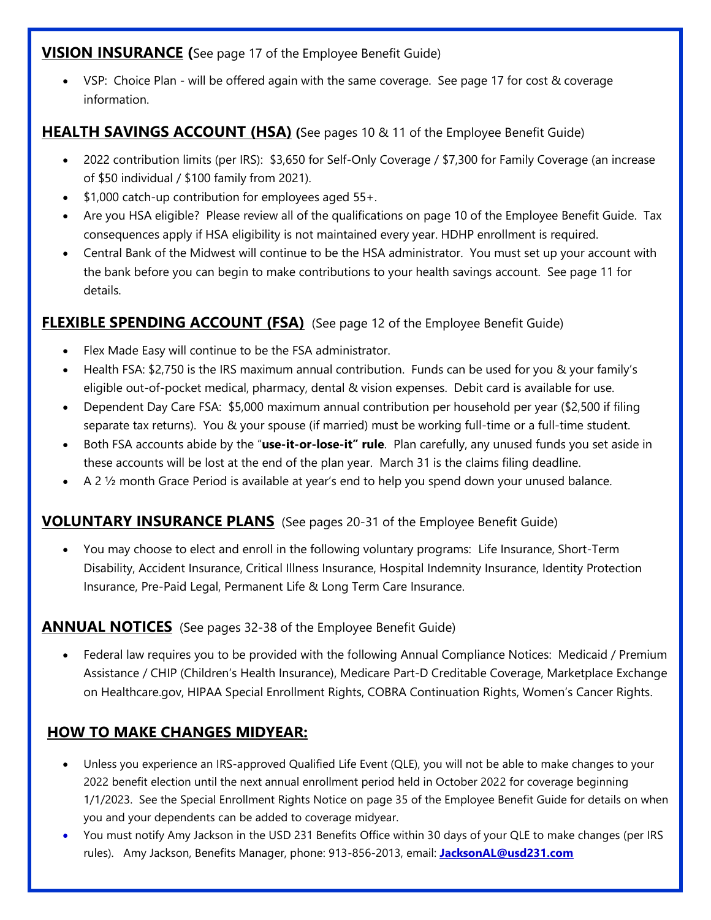## **VISION INSURANCE** (See page 17 of the Employee Benefit Guide)

- VSP: Choice Plan - will be offered again with the same coverage. See page 17 for cost & coverage information.

## **HEALTH SAVINGS ACCOUNT (HSA)** (See pages 10 & 11 of the Employee Benefit Guide)

- 2022 contribution limits (per IRS): $3,650 for Self-Only Coverage / $7,300 for Family Coverage (an increase of $50 individual / $100 family from 2021).
- $1,000 catch-up contribution for employees aged 55+.
- Are you HSA eligible? Please review all of the qualifications on page 10 of the Employee Benefit Guide. Tax consequences apply if HSA eligibility is not maintained every year. HDHP enrollment is required.
- Central Bank of the Midwest will continue to be the HSA administrator. You must set up your account with the bank before you can begin to make contributions to your health savings account. See page 11 for details.

## **FLEXIBLE SPENDING ACCOUNT (FSA)** (See page 12 of the Employee Benefit Guide)

- Flex Made Easy will continue to be the FSA administrator.
- Health FSA: $2,750 is the IRS maximum annual contribution. Funds can be used for you & your family's eligible out-of-pocket medical, pharmacy, dental & vision expenses. Debit card is available for use.
- Dependent Day Care FSA: $5,000 maximum annual contribution per household per year ($2,500 if filing separate tax returns). You & your spouse (if married) must be working full-time or a full-time student.
- Both FSA accounts abide by the "**use-it-or-lose-it" rule**. Plan carefully, any unused funds you set aside in these accounts will be lost at the end of the plan year. March 31 is the claims filing deadline.
- A 2 ½ month Grace Period is available at year's end to help you spend down your unused balance.

## **VOLUNTARY INSURANCE PLANS** (See pages 20-31 of the Employee Benefit Guide)

- You may choose to elect and enroll in the following voluntary programs: Life Insurance, Short-Term Disability, Accident Insurance, Critical Illness Insurance, Hospital Indemnity Insurance, Identity Protection Insurance, Pre-Paid Legal, Permanent Life & Long Term Care Insurance.

## **ANNUAL NOTICES** (See pages 32-38 of the Employee Benefit Guide)

- Federal law requires you to be provided with the following Annual Compliance Notices: Medicaid / Premium Assistance / CHIP (Children's Health Insurance), Medicare Part-D Creditable Coverage, Marketplace Exchange on Healthcare.gov, HIPAA Special Enrollment Rights, COBRA Continuation Rights, Women's Cancer Rights.

## **HOW TO MAKE CHANGES MIDYEAR:**

- Unless you experience an IRS-approved Qualified Life Event (QLE), you will not be able to make changes to your 2022 benefit election until the next annual enrollment period held in October 2022 for coverage beginning 1/1/2023. See the Special Enrollment Rights Notice on page 35 of the Employee Benefit Guide for details on when you and your dependents can be added to coverage midyear.
- You must notify Amy Jackson in the USD 231 Benefits Office within 30 days of your QLE to make changes (per IRS rules). Amy Jackson, Benefits Manager, phone: 913-856-2013, email: **JacksonAL@usd231.com**